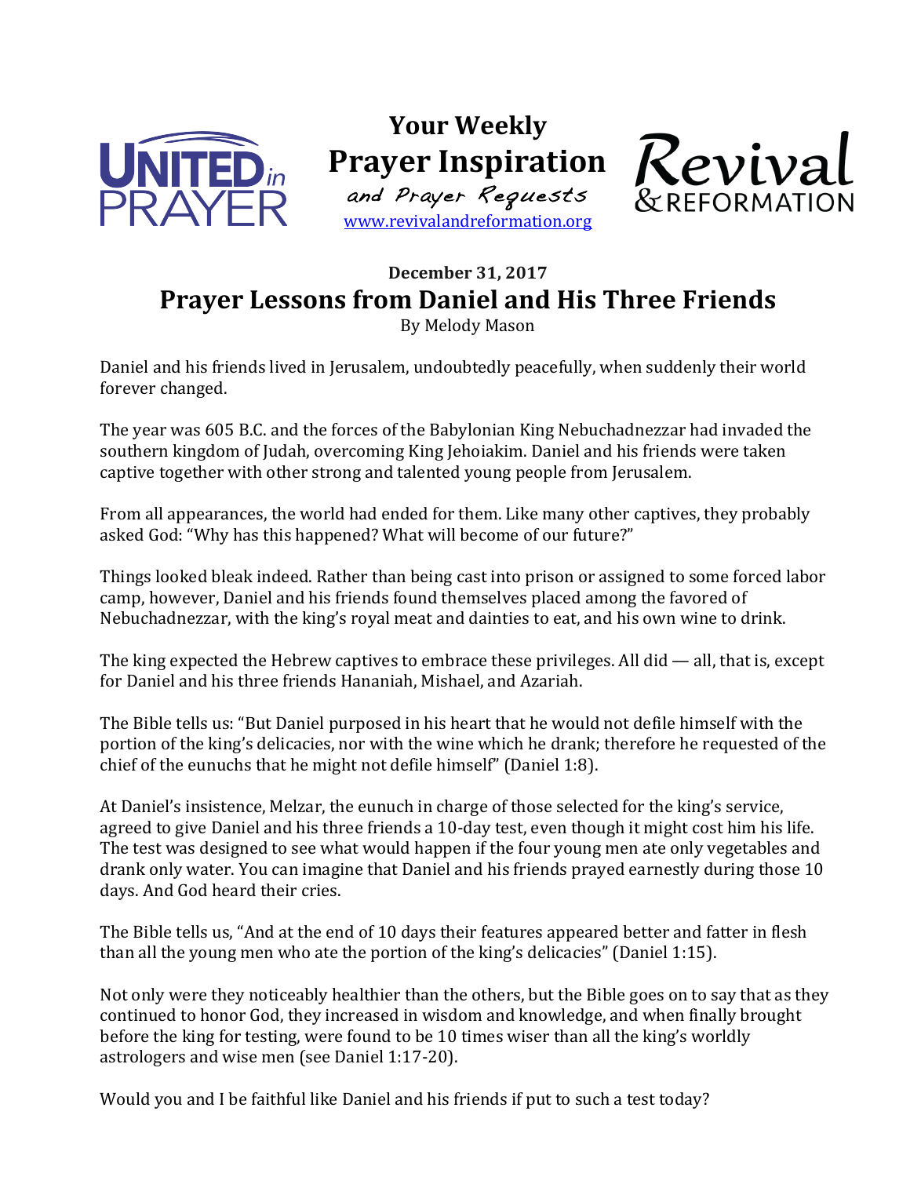UNITED in PRAYER

**Your Weekly Prayer Inspiration**
*and Prayer Requests*
www.revivalandreformation.org

Revival & REFORMATION

**December 31, 2017**

# Prayer Lessons from Daniel and His Three Friends

By Melody Mason

Daniel and his friends lived in Jerusalem, undoubtedly peacefully, when suddenly their world forever changed.

The year was 605 B.C. and the forces of the Babylonian King Nebuchadnezzar had invaded the southern kingdom of Judah, overcoming King Jehoiakim. Daniel and his friends were taken captive together with other strong and talented young people from Jerusalem.

From all appearances, the world had ended for them. Like many other captives, they probably asked God: "Why has this happened? What will become of our future?"

Things looked bleak indeed. Rather than being cast into prison or assigned to some forced labor camp, however, Daniel and his friends found themselves placed among the favored of Nebuchadnezzar, with the king's royal meat and dainties to eat, and his own wine to drink.

The king expected the Hebrew captives to embrace these privileges. All did — all, that is, except for Daniel and his three friends Hananiah, Mishael, and Azariah.

The Bible tells us: "But Daniel purposed in his heart that he would not defile himself with the portion of the king's delicacies, nor with the wine which he drank; therefore he requested of the chief of the eunuchs that he might not defile himself" (Daniel 1:8).

At Daniel's insistence, Melzar, the eunuch in charge of those selected for the king's service, agreed to give Daniel and his three friends a 10-day test, even though it might cost him his life. The test was designed to see what would happen if the four young men ate only vegetables and drank only water. You can imagine that Daniel and his friends prayed earnestly during those 10 days. And God heard their cries.

The Bible tells us, "And at the end of 10 days their features appeared better and fatter in flesh than all the young men who ate the portion of the king's delicacies" (Daniel 1:15).

Not only were they noticeably healthier than the others, but the Bible goes on to say that as they continued to honor God, they increased in wisdom and knowledge, and when finally brought before the king for testing, were found to be 10 times wiser than all the king's worldly astrologers and wise men (see Daniel 1:17-20).

Would you and I be faithful like Daniel and his friends if put to such a test today?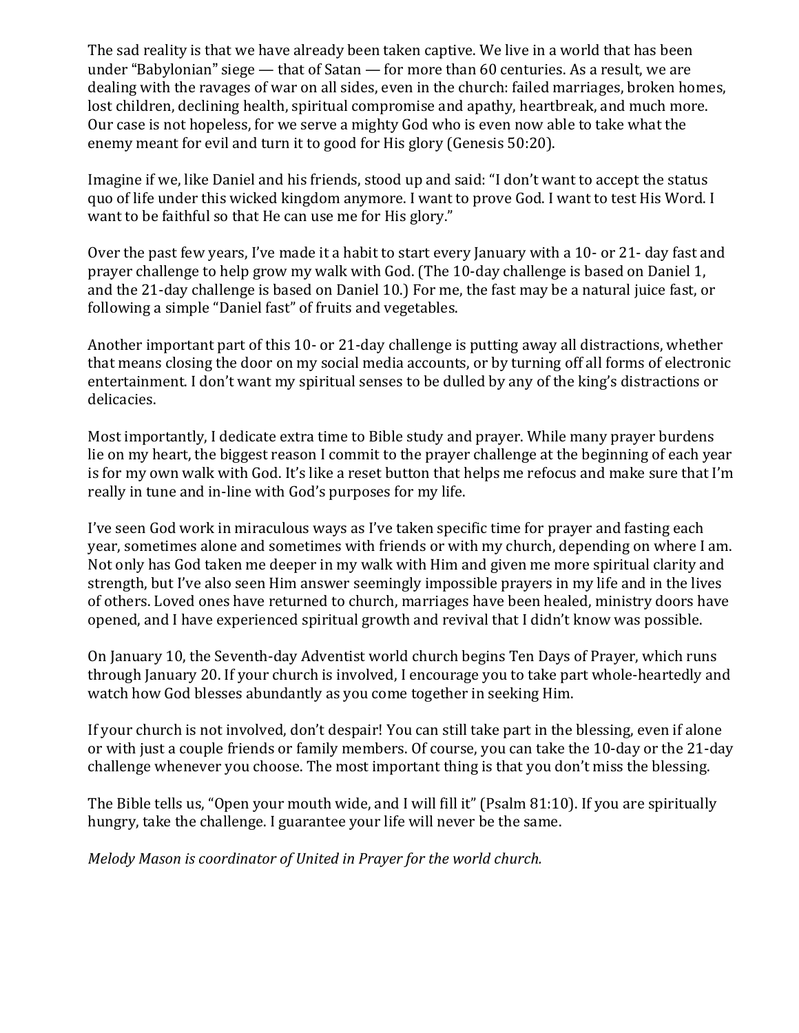The sad reality is that we have already been taken captive. We live in a world that has been under "Babylonian" siege — that of Satan — for more than 60 centuries. As a result, we are dealing with the ravages of war on all sides, even in the church: failed marriages, broken homes, lost children, declining health, spiritual compromise and apathy, heartbreak, and much more. Our case is not hopeless, for we serve a mighty God who is even now able to take what the enemy meant for evil and turn it to good for His glory (Genesis 50:20).

Imagine if we, like Daniel and his friends, stood up and said: "I don't want to accept the status quo of life under this wicked kingdom anymore. I want to prove God. I want to test His Word. I want to be faithful so that He can use me for His glory."

Over the past few years, I've made it a habit to start every January with a 10- or 21- day fast and prayer challenge to help grow my walk with God. (The 10-day challenge is based on Daniel 1, and the 21-day challenge is based on Daniel 10.) For me, the fast may be a natural juice fast, or following a simple "Daniel fast" of fruits and vegetables.

Another important part of this 10- or 21-day challenge is putting away all distractions, whether that means closing the door on my social media accounts, or by turning off all forms of electronic entertainment. I don't want my spiritual senses to be dulled by any of the king's distractions or delicacies.

Most importantly, I dedicate extra time to Bible study and prayer. While many prayer burdens lie on my heart, the biggest reason I commit to the prayer challenge at the beginning of each year is for my own walk with God. It's like a reset button that helps me refocus and make sure that I'm really in tune and in-line with God's purposes for my life.

I've seen God work in miraculous ways as I've taken specific time for prayer and fasting each year, sometimes alone and sometimes with friends or with my church, depending on where I am. Not only has God taken me deeper in my walk with Him and given me more spiritual clarity and strength, but I've also seen Him answer seemingly impossible prayers in my life and in the lives of others. Loved ones have returned to church, marriages have been healed, ministry doors have opened, and I have experienced spiritual growth and revival that I didn't know was possible.

On January 10, the Seventh-day Adventist world church begins Ten Days of Prayer, which runs through January 20. If your church is involved, I encourage you to take part whole-heartedly and watch how God blesses abundantly as you come together in seeking Him.

If your church is not involved, don't despair! You can still take part in the blessing, even if alone or with just a couple friends or family members. Of course, you can take the 10-day or the 21-day challenge whenever you choose. The most important thing is that you don't miss the blessing.

The Bible tells us, "Open your mouth wide, and I will fill it" (Psalm 81:10). If you are spiritually hungry, take the challenge. I guarantee your life will never be the same.

*Melody Mason is coordinator of United in Prayer for the world church.*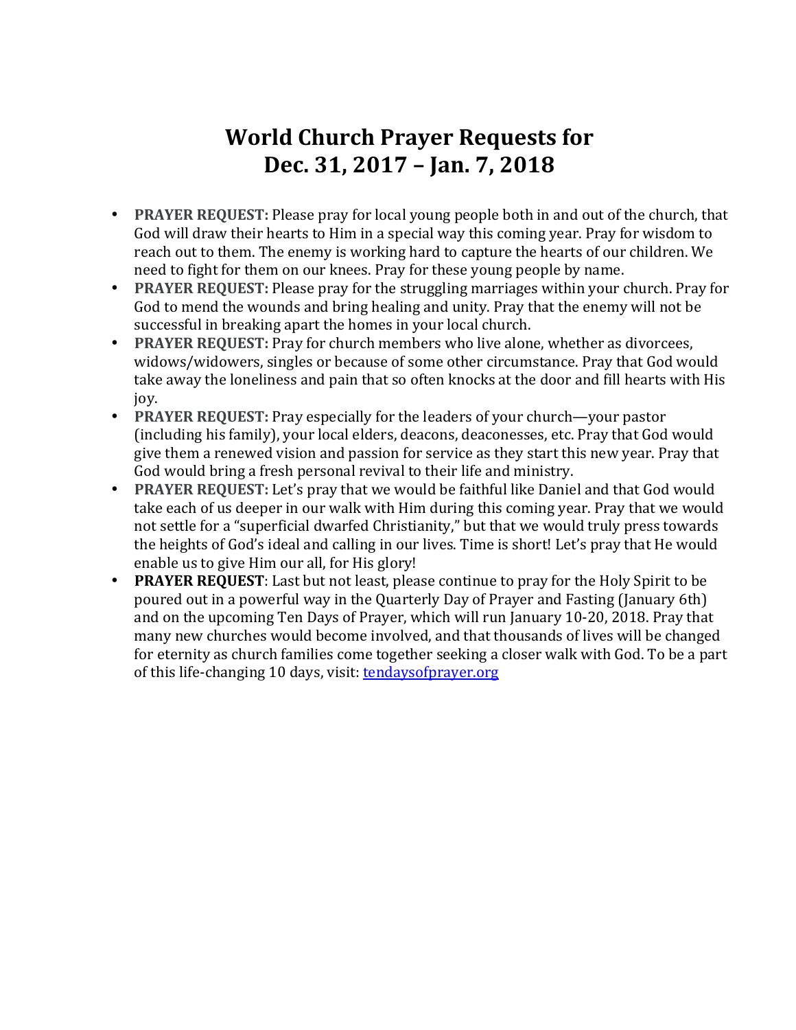# World Church Prayer Requests for Dec. 31, 2017 – Jan. 7, 2018

- **PRAYER REQUEST:** Please pray for local young people both in and out of the church, that God will draw their hearts to Him in a special way this coming year. Pray for wisdom to reach out to them. The enemy is working hard to capture the hearts of our children. We need to fight for them on our knees. Pray for these young people by name.
- **PRAYER REQUEST:** Please pray for the struggling marriages within your church. Pray for God to mend the wounds and bring healing and unity. Pray that the enemy will not be successful in breaking apart the homes in your local church.
- **PRAYER REQUEST:** Pray for church members who live alone, whether as divorcees, widows/widowers, singles or because of some other circumstance. Pray that God would take away the loneliness and pain that so often knocks at the door and fill hearts with His joy.
- **PRAYER REQUEST:** Pray especially for the leaders of your church—your pastor (including his family), your local elders, deacons, deaconesses, etc. Pray that God would give them a renewed vision and passion for service as they start this new year. Pray that God would bring a fresh personal revival to their life and ministry.
- **PRAYER REQUEST:** Let's pray that we would be faithful like Daniel and that God would take each of us deeper in our walk with Him during this coming year. Pray that we would not settle for a "superficial dwarfed Christianity," but that we would truly press towards the heights of God's ideal and calling in our lives. Time is short! Let's pray that He would enable us to give Him our all, for His glory!
- **PRAYER REQUEST**: Last but not least, please continue to pray for the Holy Spirit to be poured out in a powerful way in the Quarterly Day of Prayer and Fasting (January 6th) and on the upcoming Ten Days of Prayer, which will run January 10-20, 2018. Pray that many new churches would become involved, and that thousands of lives will be changed for eternity as church families come together seeking a closer walk with God. To be a part of this life-changing 10 days, visit: [tendaysofprayer.org](tendaysofprayer.org)